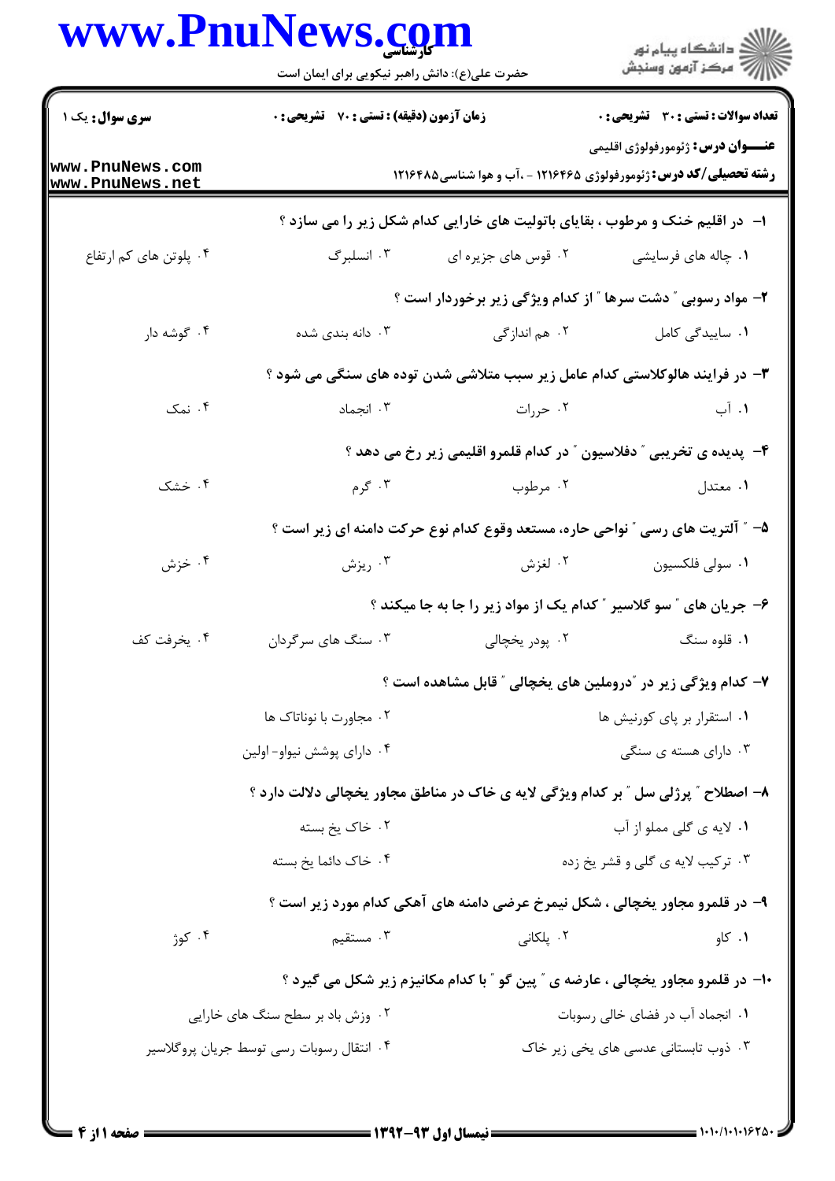**سری سوال:** یک ۱

**زمان آزمون (دقیقه) : تستی : ۷۰ تشریحی : ۰**

**تعداد سوالات : تستی : ۳۰ تشریحی : ۰**

**عنـــوان درس:** ژئومورفولوژی اقلیمی

**رشته تحصیلی/کد درس:** ژئومورفولوژی ۱۲۱۶۴۶۵ - ،آب و هوا شناسی۱۲۱۶۴۸۵

۱- در اقلیم خنک و مرطوب ، بقایای باتولیت های خارایی کدام شکل زیر را می سازد ؟

۱. چاله های فرسایشی
۲. قوس های جزیره ای
۳. انسلبرگ
۴. پلوتن های کم ارتفاع

۲- مواد رسوبی " دشت سرها " از کدام ویژگی زیر برخوردار است ؟

۱. ساییدگی کامل
۲. هم اندازگی
۳. دانه بندی شده
۴. گوشه دار

۳- در فرایند هالوکلاستی کدام عامل زیر سبب متلاشی شدن توده های سنگی می شود ؟

۱. آب
۲. حرارت
۳. انجماد
۴. نمک

۴- پدیده ی تخریبی " دفلاسیون " در کدام قلمرو اقلیمی زیر رخ می دهد ؟

۱. معتدل
۲. مرطوب
۳. گرم
۴. خشک

۵- " آلتریت های رسی " نواحی حاره، مستعد وقوع کدام نوع حرکت دامنه ای زیر است ؟

۱. سولی فلکسیون
۲. لغزش
۳. ریزش
۴. خزش

۶- جریان های " سو گلاسیر " کدام یک از مواد زیر را جا به جا میکند ؟

۱. قلوه سنگ
۲. پودر یخچالی
۳. سنگ های سرگردان
۴. یخرفت کف

۷- کدام ویژگی زیر در "دروملین های یخچالی " قابل مشاهده است ؟

۱. استقرار بر پای کورنیش ها
۲. مجاورت با نوناتاک ها
۳. دارای هسته ی سنگی
۴. دارای پوشش نیواو- اولین

۸- اصطلاح " پرژلی سل " بر کدام ویژگی لایه ی خاک در مناطق مجاور یخچالی دلالت دارد ؟

۱. لایه ی گلی مملو از آب
۲. خاک یخ بسته
۳. ترکیب لایه ی گلی و قشر یخ زده
۴. خاک دائما یخ بسته

۹- در قلمرو مجاور یخچالی ، شکل نیمرخ عرضی دامنه های آهکی کدام مورد زیر است ؟

۱. کاو
۲. پلکانی
۳. مستقیم
۴. کوژ

۱۰- در قلمرو مجاور یخچالی ، عارضه ی " پین گو " با کدام مکانیزم زیر شکل می گیرد ؟

۱. انجماد آب در فضای خالی رسوبات
۲. وزش باد بر سطح سنگ های خارایی
۳. ذوب تابستانی عدسی های یخی زیر خاک
۴. انتقال رسوبات رسی توسط جریان پروگلاسیر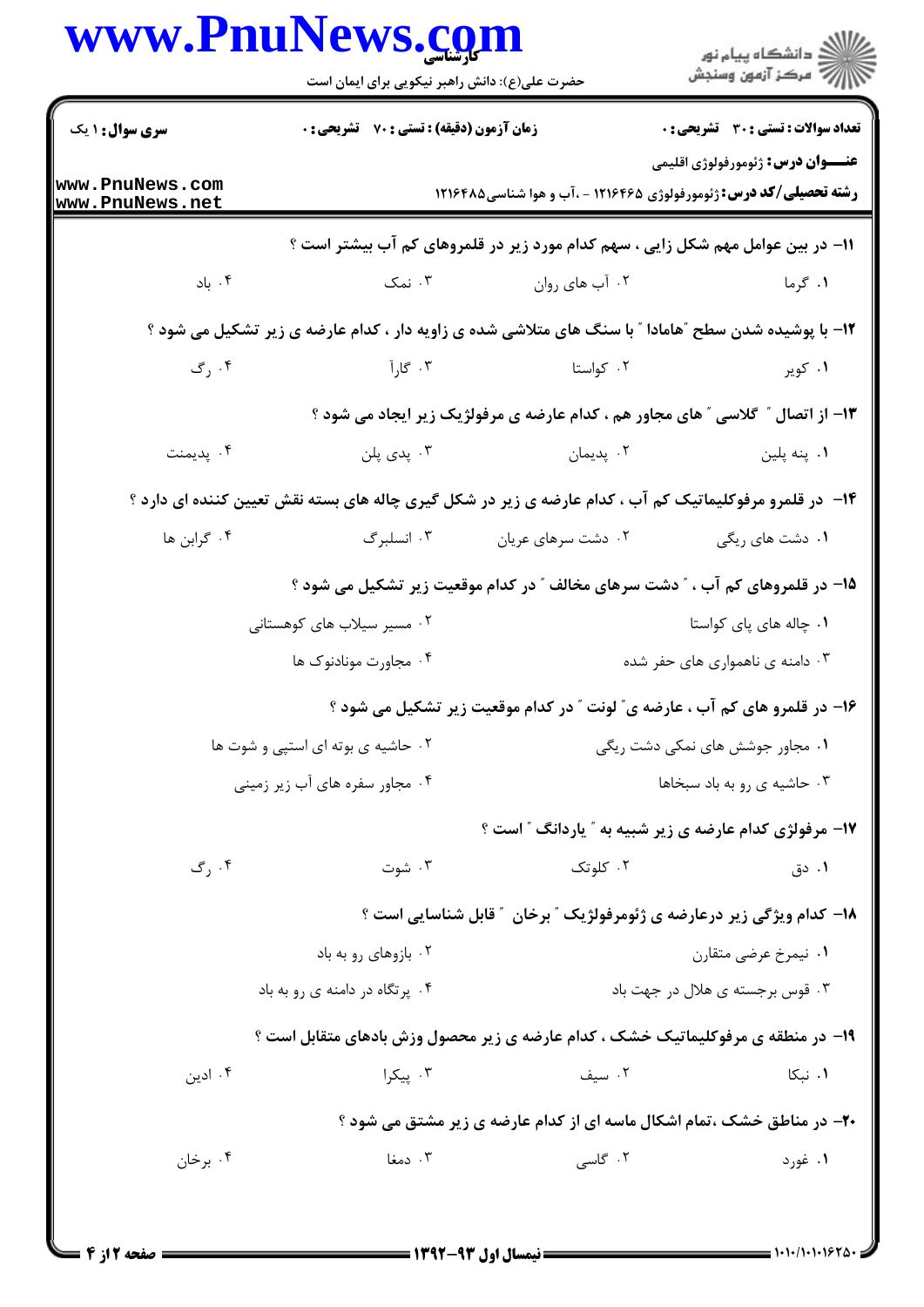**سری سوال:** ۱ یک

**زمان آزمون (دقیقه) : تستی : ۷۰ تشریحی : ۰**

**تعداد سوالات : تستی : ۳۰ تشریحی : ۰**

**عنـــوان درس:** ژئومورفولوژی اقلیمی

**رشته تحصیلی/کد درس:** ژئومورفولوژی ۱۲۱۶۴۶۵ - ،آب و هوا شناسی۱۲۱۶۴۸۵

**۱۱-** در بین عوامل مهم شکل زایی ، سهم کدام مورد زیر در قلمروهای کم آب بیشتر است ؟

۱. گرما
۲. آب های روان
۳. نمک
۴. باد

**۱۲-** با پوشیده شدن سطح "هامادا " با سنگ های متلاشی شده ی زاویه دار ، کدام عارضه ی زیر تشکیل می شود ؟

۱. کویر
۲. کواستا
۳. گاراَ
۴. رگ

**۱۳-** از اتصال " گلاسی " های مجاور هم ، کدام عارضه ی مرفولژیک زیر ایجاد می شود ؟

۱. پنه پلین
۲. پدیمان
۳. پدی پلن
۴. پدیمنت

**۱۴-** در قلمرو مرفوکلیماتیک کم آب ، کدام عارضه ی زیر در شکل گیری چاله های بسته نقش تعیین کننده ای دارد ؟

۱. دشت های ریگی
۲. دشت سرهای عریان
۳. انسلبرگ
۴. گرابن ها

**۱۵-** در قلمروهای کم آب ، " دشت سرهای مخالف " در کدام موقعیت زیر تشکیل می شود ؟

۱. چاله های پای کواستا
۲. مسیر سیلاب های کوهستانی
۳. دامنه ی ناهمواری های حفر شده
۴. مجاورت مونادنوک ها

**۱۶-** در قلمرو های کم آب ، عارضه ی" لونت " در کدام موقعیت زیر تشکیل می شود ؟

۱. مجاور جوشش های نمکی دشت ریگی
۲. حاشیه ی بوته ای استپی و شوت ها
۳. حاشیه ی رو به باد سبخاها
۴. مجاور سفره های آب زیر زمینی

**۱۷-** مرفولژی کدام عارضه ی زیر شبیه به " یاردانگ " است ؟

۱. دق
۲. کلوتک
۳. شوت
۴. رگ

**۱۸-** کدام ویژگی زیر درعارضه ی ژئومرفولژیک " برخان " قابل شناسایی است ؟

۱. نیمرخ عرضی متقارن
۲. بازوهای رو به باد
۳. قوس برجسته ی هلال در جهت باد
۴. پرتگاه در دامنه ی رو به باد

**۱۹-** در منطقه ی مرفوکلیماتیک خشک ، کدام عارضه ی زیر محصول وزش بادهای متقابل است ؟

۱. نبکا
۲. سیف
۳. پیکرا
۴. ادین

**۲۰-** در مناطق خشک ،تمام اشکال ماسه ای از کدام عارضه ی زیر مشتق می شود ؟

۱. غورد
۲. گاسی
۳. دمغا
۴. برخان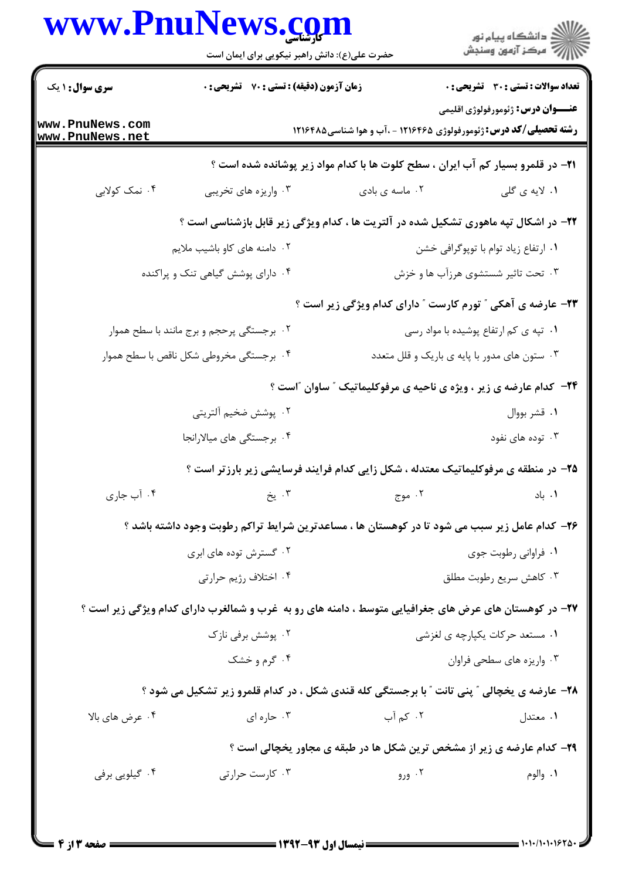۲۱- در قلمرو بسیار کم آب ایران ، سطح کلوت ها با کدام مواد زیر پوشانده شده است ؟

۱. لایه ی گلی
۲. ماسه ی بادی
۳. واریزه های تخریبی
۴. نمک کولابی

۲۲- در اشکال تپه ماهوری تشکیل شده در آلتریت ها ، کدام ویژگی زیر قابل بازشناسی است ؟

۱. ارتفاع زیاد توام با توپوگرافی خشن
۲. دامنه های کاو باشیب ملایم
۳. تحت تاثیر شستشوی هرزآب ها و خزش
۴. دارای پوشش گیاهی تنک و پراکنده

۲۳- عارضه ی آهکی " تورم کارست " دارای کدام ویژگی زیر است ؟

۱. تپه ی کم ارتفاع پوشیده با مواد رسی
۲. برجستگی پرحجم و برج مانند با سطح هموار
۳. ستون های مدور با پایه ی باریک و قلل متعدد
۴. برجستگی مخروطی شکل ناقص با سطح هموار

۲۴- کدام عارضه ی زیر ، ویژه ی ناحیه ی مرفوکلیماتیک " ساوان "است ؟

۱. قشر بووال
۲. پوشش ضخیم آلتریتی
۳. توده های نفود
۴. برجستگی های میالارانجا

۲۵- در منطقه ی مرفوکلیماتیک معتدله ، شکل زایی کدام فرایند فرسایشی زیر بارزتر است ؟

۱. باد
۲. موج
۳. یخ
۴. آب جاری

۲۶- کدام عامل زیر سبب می شود تا در کوهستان ها ، مساعدترین شرایط تراکم رطوبت وجود داشته باشد ؟

۱. فراوانی رطوبت جوی
۲. گسترش توده های ابری
۳. کاهش سریع رطوبت مطلق
۴. اختلاف رژیم حرارتی

۲۷- در کوهستان های عرض های جغرافیایی متوسط ، دامنه های رو به غرب و شمالغرب دارای کدام ویژگی زیر است ؟

۱. مستعد حرکات یکپارچه ی لغزشی
۲. پوشش برفی نازک
۳. واریزه های سطحی فراوان
۴. گرم و خشک

۲۸- عارضه ی یخچالی " پنی تانت " با برجستگی کله قندی شکل ، در کدام قلمرو زیر تشکیل می شود ؟

۱. معتدل
۲. کم آب
۳. حاره ای
۴. عرض های بالا

۲۹- کدام عارضه ی زیر از مشخص ترین شکل ها در طبقه ی مجاور یخچالی است ؟

۱. والوم
۲. ورو
۳. کارست حرارتی
۴. گیلویی برفی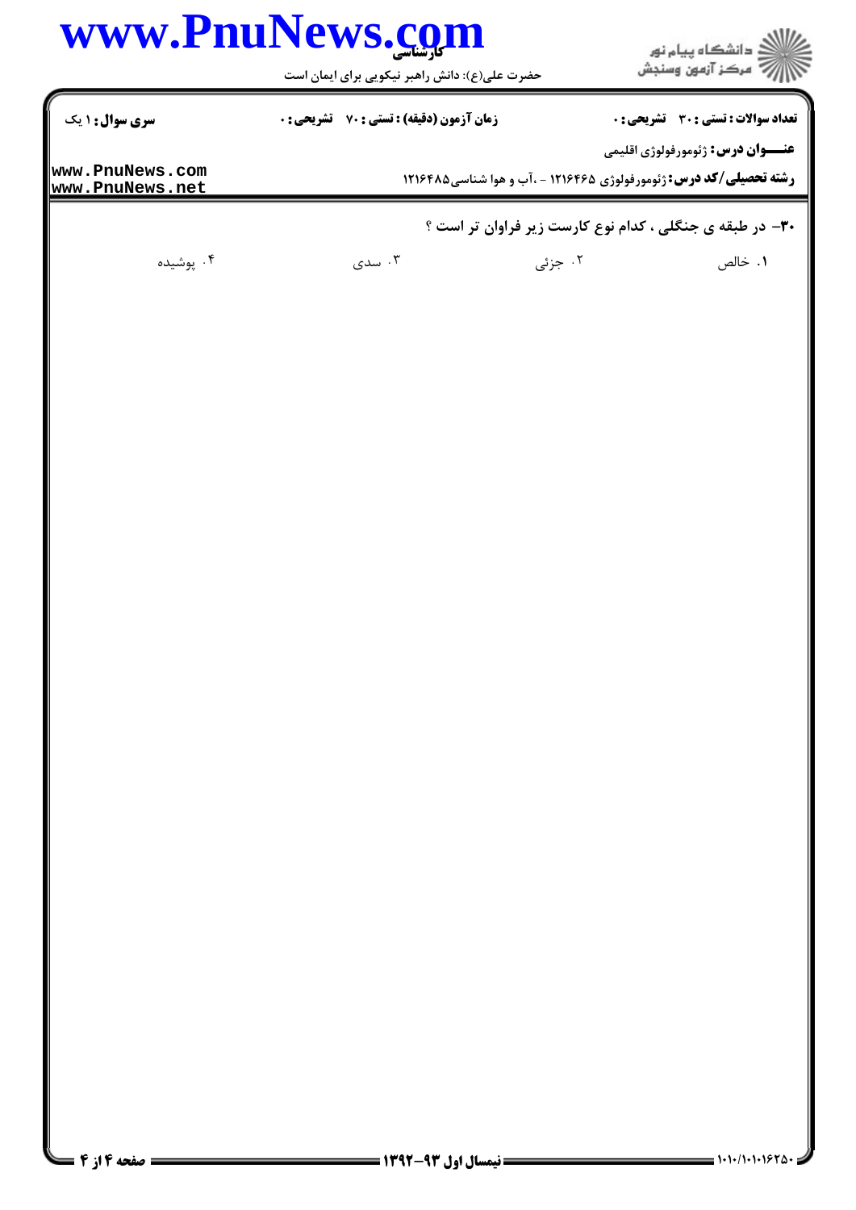۳۰- در طبقه ی جنگلی ، کدام نوع کارست زیر فراوان تر است ؟

۱. خالص

۲. جزئی

۳. سدی

۴. پوشیده